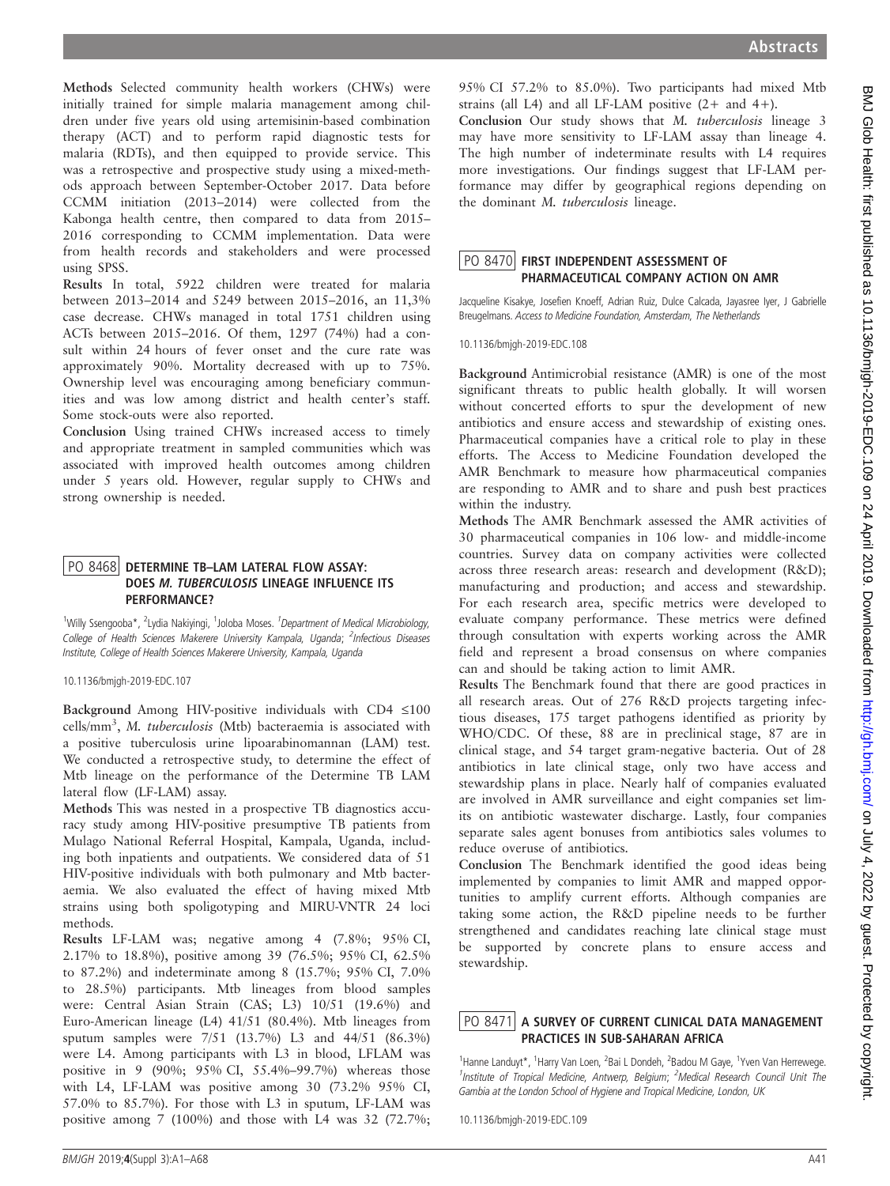**Methods** Selected community health workers (CHWs) were initially trained for simple malaria management among children under five years old using artemisinin-based combination therapy (ACT) and to perform rapid diagnostic tests for malaria (RDTs), and then equipped to provide service. This was a retrospective and prospective study using a mixed-methods approach between September-October 2017. Data before CCMM initiation (2013–2014) were collected from the Kabonga health centre, then compared to data from 2015–2016 corresponding to CCMM implementation. Data were from health records and stakeholders and were processed using SPSS.

**Results** In total, 5922 children were treated for malaria between 2013–2014 and 5249 between 2015–2016, an 11,3% case decrease. CHWs managed in total 1751 children using ACTs between 2015–2016. Of them, 1297 (74%) had a consult within 24 hours of fever onset and the cure rate was approximately 90%. Mortality decreased with up to 75%. Ownership level was encouraging among beneficiary communities and was low among district and health center's staff. Some stock-outs were also reported.

**Conclusion** Using trained CHWs increased access to timely and appropriate treatment in sampled communities which was associated with improved health outcomes among children under 5 years old. However, regular supply to CHWs and strong ownership is needed.

## PO 8468 DETERMINE TB–LAM LATERAL FLOW ASSAY: DOES *M. TUBERCULOSIS* LINEAGE INFLUENCE ITS PERFORMANCE?

[1]Willy Ssengooba*, [2]Lydia Nakiyingi, [1]Joloba Moses. [1]*Department of Medical Microbiology, College of Health Sciences Makerere University Kampala, Uganda*; [2]*Infectious Diseases Institute, College of Health Sciences Makerere University, Kampala, Uganda*

10.1136/bmjgh-2019-EDC.107

**Background** Among HIV-positive individuals with CD4 ≤100 cells/mm$^3$, *M. tuberculosis* (Mtb) bacteraemia is associated with a positive tuberculosis urine lipoarabinomannan (LAM) test. We conducted a retrospective study, to determine the effect of Mtb lineage on the performance of the Determine TB LAM lateral flow (LF-LAM) assay.

**Methods** This was nested in a prospective TB diagnostics accuracy study among HIV-positive presumptive TB patients from Mulago National Referral Hospital, Kampala, Uganda, including both inpatients and outpatients. We considered data of 51 HIV-positive individuals with both pulmonary and Mtb bacteraemia. We also evaluated the effect of having mixed Mtb strains using both spoligotyping and MIRU-VNTR 24 loci methods.

**Results** LF-LAM was; negative among 4 (7.8%; 95% CI, 2.17% to 18.8%), positive among 39 (76.5%; 95% CI, 62.5% to 87.2%) and indeterminate among 8 (15.7%; 95% CI, 7.0% to 28.5%) participants. Mtb lineages from blood samples were: Central Asian Strain (CAS; L3) 10/51 (19.6%) and Euro-American lineage (L4) 41/51 (80.4%). Mtb lineages from sputum samples were 7/51 (13.7%) L3 and 44/51 (86.3%) were L4. Among participants with L3 in blood, LFLAM was positive in 9 (90%; 95% CI, 55.4%–99.7%) whereas those with L4, LF-LAM was positive among 30 (73.2% 95% CI, 57.0% to 85.7%). For those with L3 in sputum, LF-LAM was positive among 7 (100%) and those with L4 was 32 (72.7%; 95% CI 57.2% to 85.0%). Two participants had mixed Mtb strains (all L4) and all LF-LAM positive (2+ and 4+).

**Conclusion** Our study shows that *M. tuberculosis* lineage 3 may have more sensitivity to LF-LAM assay than lineage 4. The high number of indeterminate results with L4 requires more investigations. Our findings suggest that LF-LAM performance may differ by geographical regions depending on the dominant *M. tuberculosis* lineage.

## PO 8470 FIRST INDEPENDENT ASSESSMENT OF PHARMACEUTICAL COMPANY ACTION ON AMR

Jacqueline Kisakye, Josefien Knoeff, Adrian Ruiz, Dulce Calcada, Jayasree Iyer, J Gabrielle Breugelmans. *Access to Medicine Foundation, Amsterdam, The Netherlands*

10.1136/bmjgh-2019-EDC.108

**Background** Antimicrobial resistance (AMR) is one of the most significant threats to public health globally. It will worsen without concerted efforts to spur the development of new antibiotics and ensure access and stewardship of existing ones. Pharmaceutical companies have a critical role to play in these efforts. The Access to Medicine Foundation developed the AMR Benchmark to measure how pharmaceutical companies are responding to AMR and to share and push best practices within the industry.

**Methods** The AMR Benchmark assessed the AMR activities of 30 pharmaceutical companies in 106 low- and middle-income countries. Survey data on company activities were collected across three research areas: research and development (R&D); manufacturing and production; and access and stewardship. For each research area, specific metrics were developed to evaluate company performance. These metrics were defined through consultation with experts working across the AMR field and represent a broad consensus on where companies can and should be taking action to limit AMR.

**Results** The Benchmark found that there are good practices in all research areas. Out of 276 R&D projects targeting infectious diseases, 175 target pathogens identified as priority by WHO/CDC. Of these, 88 are in preclinical stage, 87 are in clinical stage, and 54 target gram-negative bacteria. Out of 28 antibiotics in late clinical stage, only two have access and stewardship plans in place. Nearly half of companies evaluated are involved in AMR surveillance and eight companies set limits on antibiotic wastewater discharge. Lastly, four companies separate sales agent bonuses from antibiotics sales volumes to reduce overuse of antibiotics.

**Conclusion** The Benchmark identified the good ideas being implemented by companies to limit AMR and mapped opportunities to amplify current efforts. Although companies are taking some action, the R&D pipeline needs to be further strengthened and candidates reaching late clinical stage must be supported by concrete plans to ensure access and stewardship.

## PO 8471 A SURVEY OF CURRENT CLINICAL DATA MANAGEMENT PRACTICES IN SUB-SAHARAN AFRICA

[1]Hanne Landuyt*, [1]Harry Van Loen, [2]Bai L Dondeh, [2]Badou M Gaye, [1]Yven Van Herrewege. [1]*Institute of Tropical Medicine, Antwerp, Belgium*; [2]*Medical Research Council Unit The Gambia at the London School of Hygiene and Tropical Medicine, London, UK*

10.1136/bmjgh-2019-EDC.109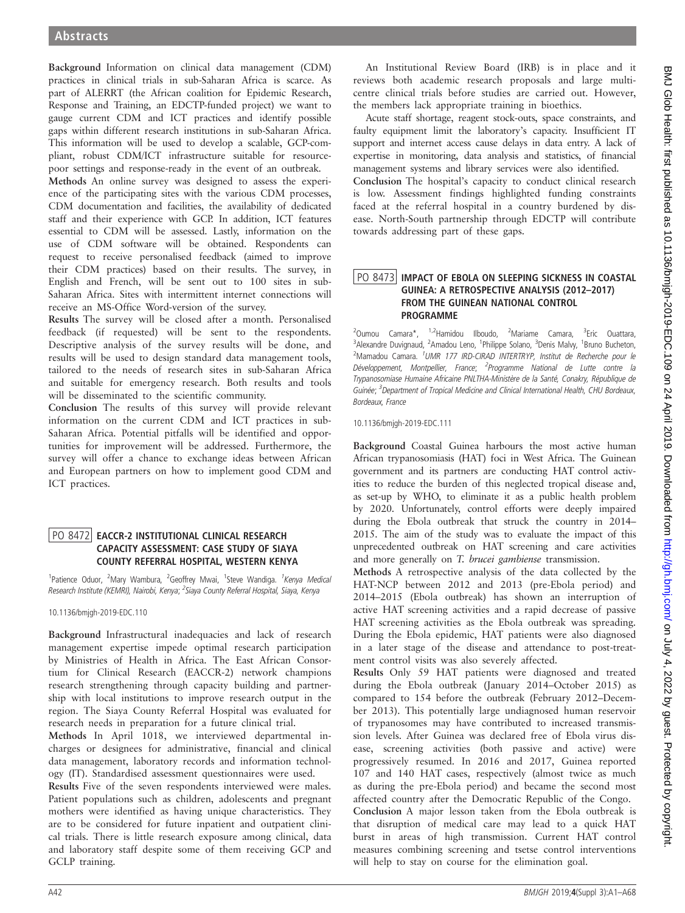**Background** Information on clinical data management (CDM) practices in clinical trials in sub-Saharan Africa is scarce. As part of ALERRT (the African coalition for Epidemic Research, Response and Training, an EDCTP-funded project) we want to gauge current CDM and ICT practices and identify possible gaps within different research institutions in sub-Saharan Africa. This information will be used to develop a scalable, GCP-compliant, robust CDM/ICT infrastructure suitable for resource-poor settings and response-ready in the event of an outbreak.

**Methods** An online survey was designed to assess the experience of the participating sites with the various CDM processes, CDM documentation and facilities, the availability of dedicated staff and their experience with GCP. In addition, ICT features essential to CDM will be assessed. Lastly, information on the use of CDM software will be obtained. Respondents can request to receive personalised feedback (aimed to improve their CDM practices) based on their results. The survey, in English and French, will be sent out to 100 sites in sub-Saharan Africa. Sites with intermittent internet connections will receive an MS-Office Word-version of the survey.

**Results** The survey will be closed after a month. Personalised feedback (if requested) will be sent to the respondents. Descriptive analysis of the survey results will be done, and results will be used to design standard data management tools, tailored to the needs of research sites in sub-Saharan Africa and suitable for emergency research. Both results and tools will be disseminated to the scientific community.

**Conclusion** The results of this survey will provide relevant information on the current CDM and ICT practices in sub-Saharan Africa. Potential pitfalls will be identified and opportunities for improvement will be addressed. Furthermore, the survey will offer a chance to exchange ideas between African and European partners on how to implement good CDM and ICT practices.

## PO 8472 EACCR-2 INSTITUTIONAL CLINICAL RESEARCH CAPACITY ASSESSMENT: CASE STUDY OF SIAYA COUNTY REFERRAL HOSPITAL, WESTERN KENYA

[1]Patience Oduor, [2]Mary Wambura, [2]Geoffrey Mwai, [1]Steve Wandiga. [1]*Kenya Medical Research Institute (KEMRI), Nairobi, Kenya;* [2]*Siaya County Referral Hospital, Siaya, Kenya*

10.1136/bmjgh-2019-EDC.110

**Background** Infrastructural inadequacies and lack of research management expertise impede optimal research participation by Ministries of Health in Africa. The East African Consortium for Clinical Research (EACCR-2) network champions research strengthening through capacity building and partnership with local institutions to improve research output in the region. The Siaya County Referral Hospital was evaluated for research needs in preparation for a future clinical trial.

**Methods** In April 1018, we interviewed departmental in-charges or designees for administrative, financial and clinical data management, laboratory records and information technology (IT). Standardised assessment questionnaires were used.

**Results** Five of the seven respondents interviewed were males. Patient populations such as children, adolescents and pregnant mothers were identified as having unique characteristics. They are to be considered for future inpatient and outpatient clinical trials. There is little research exposure among clinical, data and laboratory staff despite some of them receiving GCP and GCLP training.

An Institutional Review Board (IRB) is in place and it reviews both academic research proposals and large multicentre clinical trials before studies are carried out. However, the members lack appropriate training in bioethics.

Acute staff shortage, reagent stock-outs, space constraints, and faulty equipment limit the laboratory's capacity. Insufficient IT support and internet access cause delays in data entry. A lack of expertise in monitoring, data analysis and statistics, of financial management systems and library services were also identified.

**Conclusion** The hospital's capacity to conduct clinical research is low. Assessment findings highlighted funding constraints faced at the referral hospital in a country burdened by disease. North-South partnership through EDCTP will contribute towards addressing part of these gaps.

## PO 8473 IMPACT OF EBOLA ON SLEEPING SICKNESS IN COASTAL GUINEA: A RETROSPECTIVE ANALYSIS (2012–2017) FROM THE GUINEAN NATIONAL CONTROL PROGRAMME

[2]Oumou Camara*, [1,2]Hamidou Ilboudo, [2]Mariame Camara, [3]Eric Ouattara, [3]Alexandre Duvignaud, [2]Amadou Leno, [1]Philippe Solano, [3]Denis Malvy, [1]Bruno Bucheton, [2]Mamadou Camara. [1]*UMR 177 IRD-CIRAD INTERTRYP, Institut de Recherche pour le Développement, Montpellier, France;* [2]*Programme National de Lutte contre la Trypanosomiase Humaine Africaine PNLTHA-Ministère de la Santé, Conakry, République de Guinée;* [3]*Department of Tropical Medicine and Clinical International Health, CHU Bordeaux, Bordeaux, France*

10.1136/bmjgh-2019-EDC.111

**Background** Coastal Guinea harbours the most active human African trypanosomiasis (HAT) foci in West Africa. The Guinean government and its partners are conducting HAT control activities to reduce the burden of this neglected tropical disease and, as set-up by WHO, to eliminate it as a public health problem by 2020. Unfortunately, control efforts were deeply impaired during the Ebola outbreak that struck the country in 2014–2015. The aim of the study was to evaluate the impact of this unprecedented outbreak on HAT screening and care activities and more generally on *T. brucei gambiense* transmission.

**Methods** A retrospective analysis of the data collected by the HAT-NCP between 2012 and 2013 (pre-Ebola period) and 2014–2015 (Ebola outbreak) has shown an interruption of active HAT screening activities and a rapid decrease of passive HAT screening activities as the Ebola outbreak was spreading. During the Ebola epidemic, HAT patients were also diagnosed in a later stage of the disease and attendance to post-treatment control visits was also severely affected.

**Results** Only 59 HAT patients were diagnosed and treated during the Ebola outbreak (January 2014–October 2015) as compared to 154 before the outbreak (February 2012–December 2013). This potentially large undiagnosed human reservoir of trypanosomes may have contributed to increased transmission levels. After Guinea was declared free of Ebola virus disease, screening activities (both passive and active) were progressively resumed. In 2016 and 2017, Guinea reported 107 and 140 HAT cases, respectively (almost twice as much as during the pre-Ebola period) and became the second most affected country after the Democratic Republic of the Congo.

**Conclusion** A major lesson taken from the Ebola outbreak is that disruption of medical care may lead to a quick HAT burst in areas of high transmission. Current HAT control measures combining screening and tsetse control interventions will help to stay on course for the elimination goal.